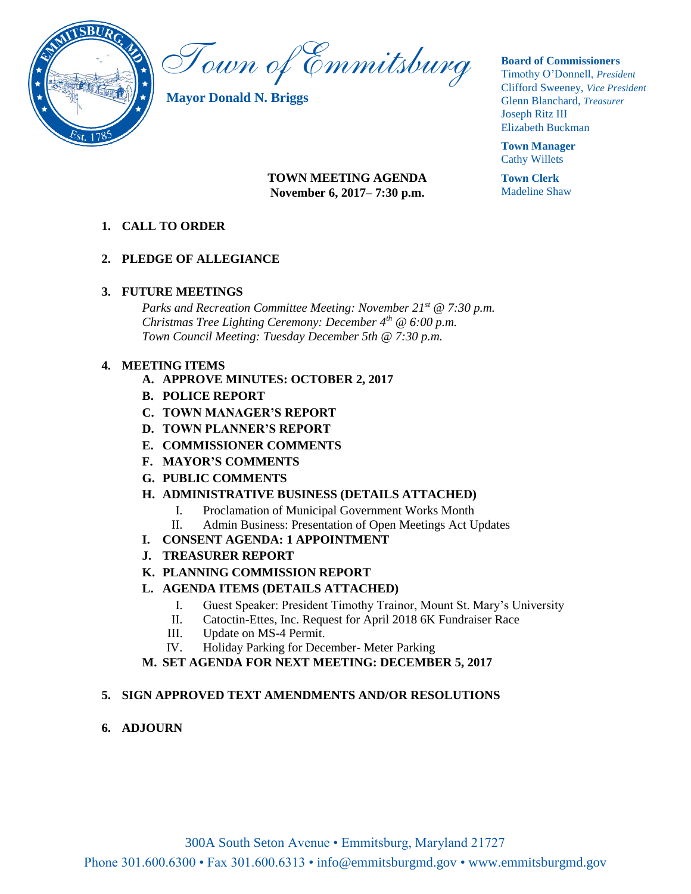# Town of Emmitsburg

**Mayor Donald N. Briggs**

**Board of Commissioners**
Timothy O'Donnell, *President*
Clifford Sweeney, *Vice President*
Glenn Blanchard, *Treasurer*
Joseph Ritz III
Elizabeth Buckman

**Town Manager**
Cathy Willets

**Town Clerk**
Madeline Shaw

**TOWN MEETING AGENDA**
**November 6, 2017– 7:30 p.m.**

1. **CALL TO ORDER**

2. **PLEDGE OF ALLEGIANCE**

3. **FUTURE MEETINGS**
   *Parks and Recreation Committee Meeting: November 21st @ 7:30 p.m.*
   *Christmas Tree Lighting Ceremony: December 4th @ 6:00 p.m.*
   *Town Council Meeting: Tuesday December 5th @ 7:30 p.m.*

4. **MEETING ITEMS**
   - **A. APPROVE MINUTES: OCTOBER 2, 2017**
   - **B. POLICE REPORT**
   - **C. TOWN MANAGER'S REPORT**
   - **D. TOWN PLANNER'S REPORT**
   - **E. COMMISSIONER COMMENTS**
   - **F. MAYOR'S COMMENTS**
   - **G. PUBLIC COMMENTS**
   - **H. ADMINISTRATIVE BUSINESS (DETAILS ATTACHED)**
     - I. Proclamation of Municipal Government Works Month
     - II. Admin Business: Presentation of Open Meetings Act Updates
   - **I. CONSENT AGENDA: 1 APPOINTMENT**
   - **J. TREASURER REPORT**
   - **K. PLANNING COMMISSION REPORT**
   - **L. AGENDA ITEMS (DETAILS ATTACHED)**
     - I. Guest Speaker: President Timothy Trainor, Mount St. Mary's University
     - II. Catoctin-Ettes, Inc. Request for April 2018 6K Fundraiser Race
     - III. Update on MS-4 Permit.
     - IV. Holiday Parking for December- Meter Parking
   - **M. SET AGENDA FOR NEXT MEETING: DECEMBER 5, 2017**

5. **SIGN APPROVED TEXT AMENDMENTS AND/OR RESOLUTIONS**

6. **ADJOURN**

300A South Seton Avenue • Emmitsburg, Maryland 21727
Phone 301.600.6300 • Fax 301.600.6313 • info@emmitsburgmd.gov • www.emmitsburgmd.gov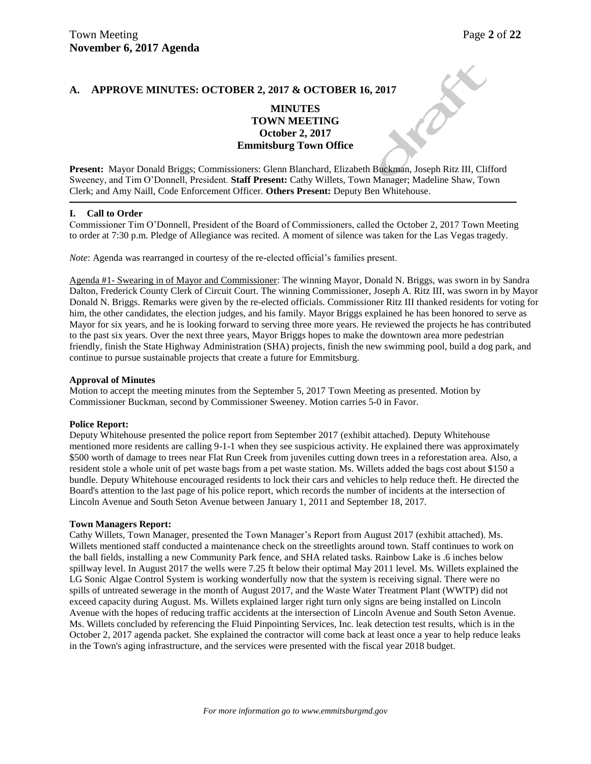## A. APPROVE MINUTES: OCTOBER 2, 2017 & OCTOBER 16, 2017

**MINUTES**
**TOWN MEETING**
**October 2, 2017**
**Emmitsburg Town Office**

**Present:** Mayor Donald Briggs; Commissioners: Glenn Blanchard, Elizabeth Buckman, Joseph Ritz III, Clifford Sweeney, and Tim O'Donnell, President. **Staff Present:** Cathy Willets, Town Manager; Madeline Shaw, Town Clerk; and Amy Naill, Code Enforcement Officer. **Others Present:** Deputy Ben Whitehouse.

---

### I. Call to Order

Commissioner Tim O'Donnell, President of the Board of Commissioners, called the October 2, 2017 Town Meeting to order at 7:30 p.m. Pledge of Allegiance was recited. A moment of silence was taken for the Las Vegas tragedy.

*Note*: Agenda was rearranged in courtesy of the re-elected official's families present.

Agenda #1- Swearing in of Mayor and Commissioner: The winning Mayor, Donald N. Briggs, was sworn in by Sandra Dalton, Frederick County Clerk of Circuit Court. The winning Commissioner, Joseph A. Ritz III, was sworn in by Mayor Donald N. Briggs. Remarks were given by the re-elected officials. Commissioner Ritz III thanked residents for voting for him, the other candidates, the election judges, and his family. Mayor Briggs explained he has been honored to serve as Mayor for six years, and he is looking forward to serving three more years. He reviewed the projects he has contributed to the past six years. Over the next three years, Mayor Briggs hopes to make the downtown area more pedestrian friendly, finish the State Highway Administration (SHA) projects, finish the new swimming pool, build a dog park, and continue to pursue sustainable projects that create a future for Emmitsburg.

**Approval of Minutes**

Motion to accept the meeting minutes from the September 5, 2017 Town Meeting as presented. Motion by Commissioner Buckman, second by Commissioner Sweeney. Motion carries 5-0 in Favor.

**Police Report:**

Deputy Whitehouse presented the police report from September 2017 (exhibit attached). Deputy Whitehouse mentioned more residents are calling 9-1-1 when they see suspicious activity. He explained there was approximately $500 worth of damage to trees near Flat Run Creek from juveniles cutting down trees in a reforestation area. Also, a resident stole a whole unit of pet waste bags from a pet waste station. Ms. Willets added the bags cost about $150 a bundle. Deputy Whitehouse encouraged residents to lock their cars and vehicles to help reduce theft. He directed the Board's attention to the last page of his police report, which records the number of incidents at the intersection of Lincoln Avenue and South Seton Avenue between January 1, 2011 and September 18, 2017.

**Town Managers Report:**

Cathy Willets, Town Manager, presented the Town Manager's Report from August 2017 (exhibit attached). Ms. Willets mentioned staff conducted a maintenance check on the streetlights around town. Staff continues to work on the ball fields, installing a new Community Park fence, and SHA related tasks. Rainbow Lake is .6 inches below spillway level. In August 2017 the wells were 7.25 ft below their optimal May 2011 level. Ms. Willets explained the LG Sonic Algae Control System is working wonderfully now that the system is receiving signal. There were no spills of untreated sewerage in the month of August 2017, and the Waste Water Treatment Plant (WWTP) did not exceed capacity during August. Ms. Willets explained larger right turn only signs are being installed on Lincoln Avenue with the hopes of reducing traffic accidents at the intersection of Lincoln Avenue and South Seton Avenue. Ms. Willets concluded by referencing the Fluid Pinpointing Services, Inc. leak detection test results, which is in the October 2, 2017 agenda packet. She explained the contractor will come back at least once a year to help reduce leaks in the Town's aging infrastructure, and the services were presented with the fiscal year 2018 budget.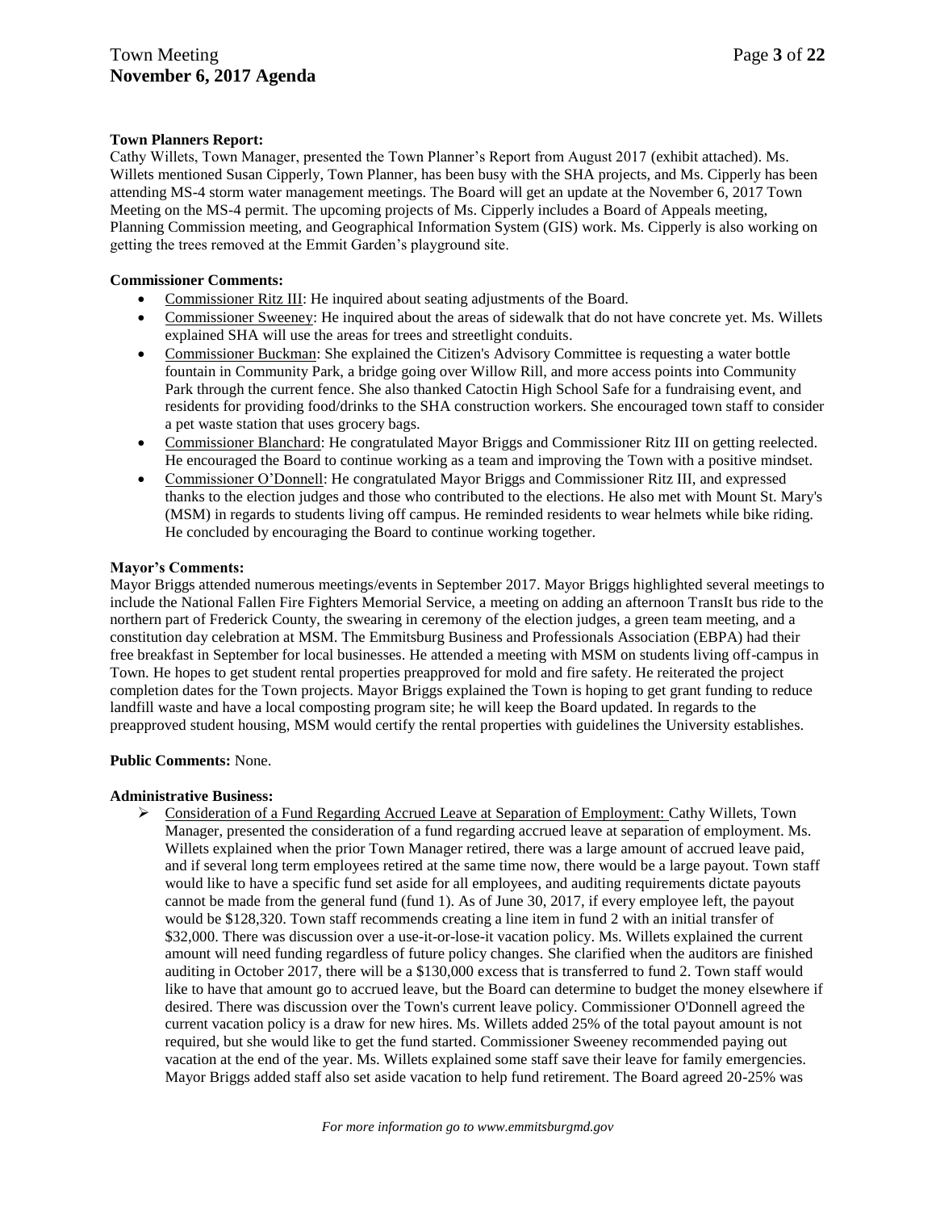**Town Planners Report:**

Cathy Willets, Town Manager, presented the Town Planner's Report from August 2017 (exhibit attached). Ms. Willets mentioned Susan Cipperly, Town Planner, has been busy with the SHA projects, and Ms. Cipperly has been attending MS-4 storm water management meetings. The Board will get an update at the November 6, 2017 Town Meeting on the MS-4 permit. The upcoming projects of Ms. Cipperly includes a Board of Appeals meeting, Planning Commission meeting, and Geographical Information System (GIS) work. Ms. Cipperly is also working on getting the trees removed at the Emmit Garden's playground site.

**Commissioner Comments:**

- Commissioner Ritz III: He inquired about seating adjustments of the Board.
- Commissioner Sweeney: He inquired about the areas of sidewalk that do not have concrete yet. Ms. Willets explained SHA will use the areas for trees and streetlight conduits.
- Commissioner Buckman: She explained the Citizen's Advisory Committee is requesting a water bottle fountain in Community Park, a bridge going over Willow Rill, and more access points into Community Park through the current fence. She also thanked Catoctin High School Safe for a fundraising event, and residents for providing food/drinks to the SHA construction workers. She encouraged town staff to consider a pet waste station that uses grocery bags.
- Commissioner Blanchard: He congratulated Mayor Briggs and Commissioner Ritz III on getting reelected. He encouraged the Board to continue working as a team and improving the Town with a positive mindset.
- Commissioner O'Donnell: He congratulated Mayor Briggs and Commissioner Ritz III, and expressed thanks to the election judges and those who contributed to the elections. He also met with Mount St. Mary's (MSM) in regards to students living off campus. He reminded residents to wear helmets while bike riding. He concluded by encouraging the Board to continue working together.

**Mayor's Comments:**

Mayor Briggs attended numerous meetings/events in September 2017. Mayor Briggs highlighted several meetings to include the National Fallen Fire Fighters Memorial Service, a meeting on adding an afternoon TransIt bus ride to the northern part of Frederick County, the swearing in ceremony of the election judges, a green team meeting, and a constitution day celebration at MSM. The Emmitsburg Business and Professionals Association (EBPA) had their free breakfast in September for local businesses. He attended a meeting with MSM on students living off-campus in Town. He hopes to get student rental properties preapproved for mold and fire safety. He reiterated the project completion dates for the Town projects. Mayor Briggs explained the Town is hoping to get grant funding to reduce landfill waste and have a local composting program site; he will keep the Board updated. In regards to the preapproved student housing, MSM would certify the rental properties with guidelines the University establishes.

**Public Comments:** None.

**Administrative Business:**

- Consideration of a Fund Regarding Accrued Leave at Separation of Employment: Cathy Willets, Town Manager, presented the consideration of a fund regarding accrued leave at separation of employment. Ms. Willets explained when the prior Town Manager retired, there was a large amount of accrued leave paid, and if several long term employees retired at the same time now, there would be a large payout. Town staff would like to have a specific fund set aside for all employees, and auditing requirements dictate payouts cannot be made from the general fund (fund 1). As of June 30, 2017, if every employee left, the payout would be $128,320. Town staff recommends creating a line item in fund 2 with an initial transfer of $32,000. There was discussion over a use-it-or-lose-it vacation policy. Ms. Willets explained the current amount will need funding regardless of future policy changes. She clarified when the auditors are finished auditing in October 2017, there will be a $130,000 excess that is transferred to fund 2. Town staff would like to have that amount go to accrued leave, but the Board can determine to budget the money elsewhere if desired. There was discussion over the Town's current leave policy. Commissioner O'Donnell agreed the current vacation policy is a draw for new hires. Ms. Willets added 25% of the total payout amount is not required, but she would like to get the fund started. Commissioner Sweeney recommended paying out vacation at the end of the year. Ms. Willets explained some staff save their leave for family emergencies. Mayor Briggs added staff also set aside vacation to help fund retirement. The Board agreed 20-25% was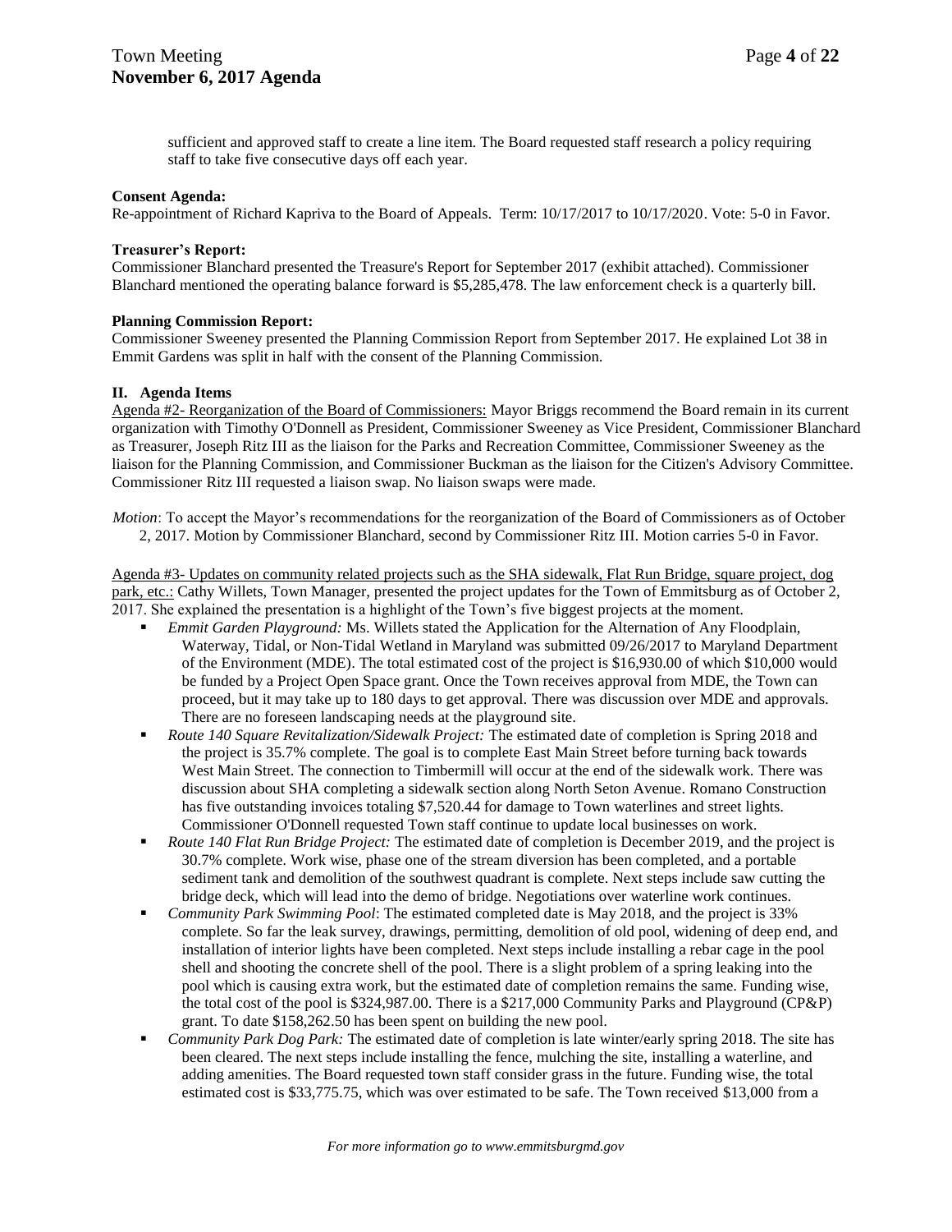sufficient and approved staff to create a line item. The Board requested staff research a policy requiring staff to take five consecutive days off each year.

**Consent Agenda:**
Re-appointment of Richard Kapriva to the Board of Appeals. Term: 10/17/2017 to 10/17/2020. Vote: 5-0 in Favor.

**Treasurer's Report:**
Commissioner Blanchard presented the Treasure's Report for September 2017 (exhibit attached). Commissioner Blanchard mentioned the operating balance forward is $5,285,478. The law enforcement check is a quarterly bill.

**Planning Commission Report:**
Commissioner Sweeney presented the Planning Commission Report from September 2017. He explained Lot 38 in Emmit Gardens was split in half with the consent of the Planning Commission.

**II. Agenda Items**

Agenda #2- Reorganization of the Board of Commissioners: Mayor Briggs recommend the Board remain in its current organization with Timothy O'Donnell as President, Commissioner Sweeney as Vice President, Commissioner Blanchard as Treasurer, Joseph Ritz III as the liaison for the Parks and Recreation Committee, Commissioner Sweeney as the liaison for the Planning Commission, and Commissioner Buckman as the liaison for the Citizen's Advisory Committee. Commissioner Ritz III requested a liaison swap. No liaison swaps were made.

*Motion*: To accept the Mayor's recommendations for the reorganization of the Board of Commissioners as of October 2, 2017. Motion by Commissioner Blanchard, second by Commissioner Ritz III. Motion carries 5-0 in Favor.

Agenda #3- Updates on community related projects such as the SHA sidewalk, Flat Run Bridge, square project, dog park, etc.: Cathy Willets, Town Manager, presented the project updates for the Town of Emmitsburg as of October 2, 2017. She explained the presentation is a highlight of the Town's five biggest projects at the moment.

- *Emmit Garden Playground:* Ms. Willets stated the Application for the Alternation of Any Floodplain, Waterway, Tidal, or Non-Tidal Wetland in Maryland was submitted 09/26/2017 to Maryland Department of the Environment (MDE). The total estimated cost of the project is $16,930.00 of which $10,000 would be funded by a Project Open Space grant. Once the Town receives approval from MDE, the Town can proceed, but it may take up to 180 days to get approval. There was discussion over MDE and approvals. There are no foreseen landscaping needs at the playground site.
- *Route 140 Square Revitalization/Sidewalk Project:* The estimated date of completion is Spring 2018 and the project is 35.7% complete. The goal is to complete East Main Street before turning back towards West Main Street. The connection to Timbermill will occur at the end of the sidewalk work. There was discussion about SHA completing a sidewalk section along North Seton Avenue. Romano Construction has five outstanding invoices totaling $7,520.44 for damage to Town waterlines and street lights. Commissioner O'Donnell requested Town staff continue to update local businesses on work.
- *Route 140 Flat Run Bridge Project:* The estimated date of completion is December 2019, and the project is 30.7% complete. Work wise, phase one of the stream diversion has been completed, and a portable sediment tank and demolition of the southwest quadrant is complete. Next steps include saw cutting the bridge deck, which will lead into the demo of bridge. Negotiations over waterline work continues.
- *Community Park Swimming Pool*: The estimated completed date is May 2018, and the project is 33% complete. So far the leak survey, drawings, permitting, demolition of old pool, widening of deep end, and installation of interior lights have been completed. Next steps include installing a rebar cage in the pool shell and shooting the concrete shell of the pool. There is a slight problem of a spring leaking into the pool which is causing extra work, but the estimated date of completion remains the same. Funding wise, the total cost of the pool is $324,987.00. There is a $217,000 Community Parks and Playground (CP&P) grant. To date $158,262.50 has been spent on building the new pool.
- *Community Park Dog Park:* The estimated date of completion is late winter/early spring 2018. The site has been cleared. The next steps include installing the fence, mulching the site, installing a waterline, and adding amenities. The Board requested town staff consider grass in the future. Funding wise, the total estimated cost is $33,775.75, which was over estimated to be safe. The Town received $13,000 from a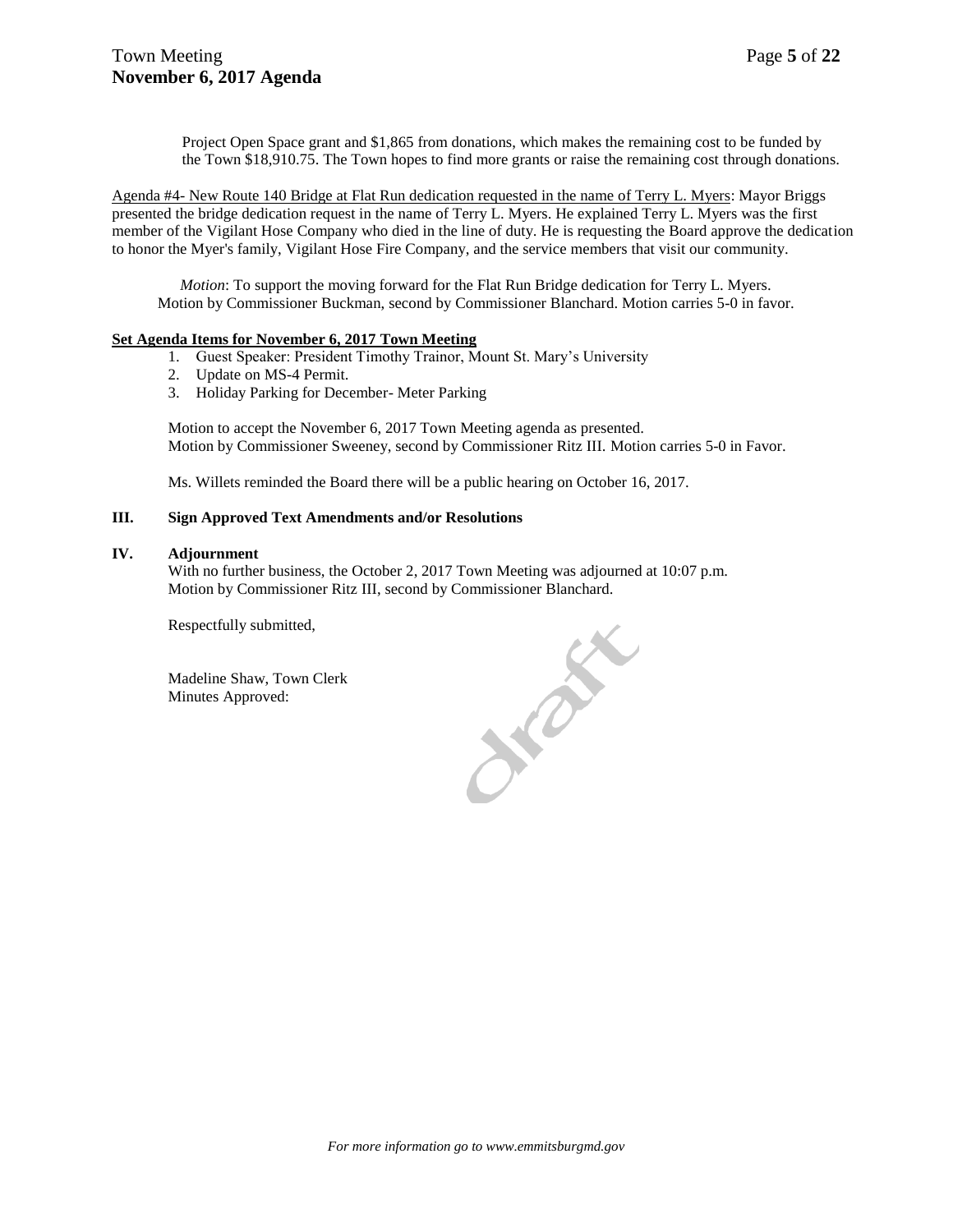Project Open Space grant and $1,865 from donations, which makes the remaining cost to be funded by the Town $18,910.75. The Town hopes to find more grants or raise the remaining cost through donations.

Agenda #4- New Route 140 Bridge at Flat Run dedication requested in the name of Terry L. Myers: Mayor Briggs presented the bridge dedication request in the name of Terry L. Myers. He explained Terry L. Myers was the first member of the Vigilant Hose Company who died in the line of duty. He is requesting the Board approve the dedication to honor the Myer's family, Vigilant Hose Fire Company, and the service members that visit our community.

*Motion*: To support the moving forward for the Flat Run Bridge dedication for Terry L. Myers. Motion by Commissioner Buckman, second by Commissioner Blanchard. Motion carries 5-0 in favor.

**Set Agenda Items for November 6, 2017 Town Meeting**

1. Guest Speaker: President Timothy Trainor, Mount St. Mary's University
2. Update on MS-4 Permit.
3. Holiday Parking for December- Meter Parking

Motion to accept the November 6, 2017 Town Meeting agenda as presented.
Motion by Commissioner Sweeney, second by Commissioner Ritz III. Motion carries 5-0 in Favor.

Ms. Willets reminded the Board there will be a public hearing on October 16, 2017.

## III. Sign Approved Text Amendments and/or Resolutions

## IV. Adjournment

With no further business, the October 2, 2017 Town Meeting was adjourned at 10:07 p.m.
Motion by Commissioner Ritz III, second by Commissioner Blanchard.

Respectfully submitted,

Madeline Shaw, Town Clerk
Minutes Approved:

draft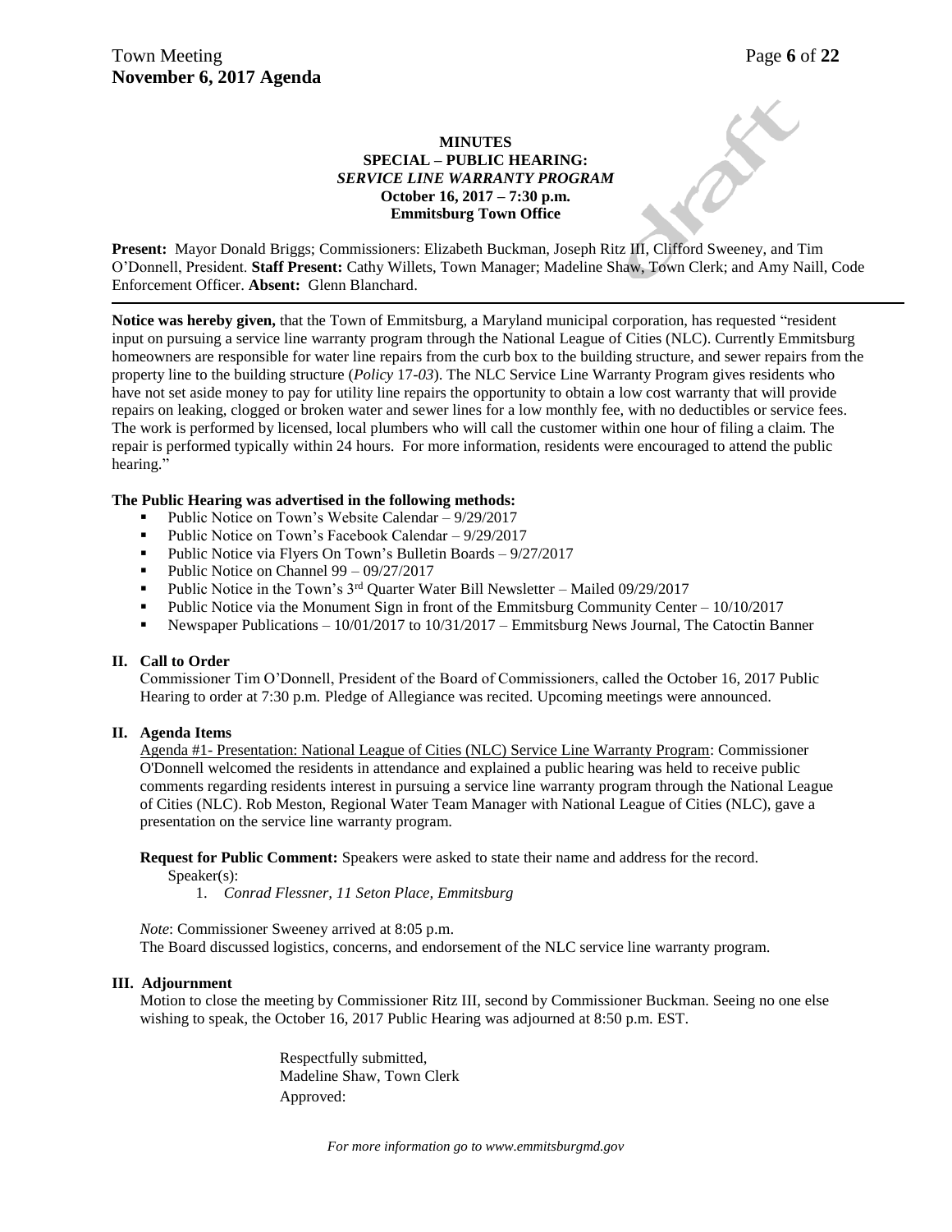# MINUTES
## SPECIAL – PUBLIC HEARING:
## *SERVICE LINE WARRANTY PROGRAM*
**October 16, 2017 – 7:30 p.m.**
**Emmitsburg Town Office**

**Present:** Mayor Donald Briggs; Commissioners: Elizabeth Buckman, Joseph Ritz III, Clifford Sweeney, and Tim O'Donnell, President. **Staff Present:** Cathy Willets, Town Manager; Madeline Shaw, Town Clerk; and Amy Naill, Code Enforcement Officer. **Absent:** Glenn Blanchard.

---

**Notice was hereby given,** that the Town of Emmitsburg, a Maryland municipal corporation, has requested "resident input on pursuing a service line warranty program through the National League of Cities (NLC). Currently Emmitsburg homeowners are responsible for water line repairs from the curb box to the building structure, and sewer repairs from the property line to the building structure (*Policy* 17-*03*). The NLC Service Line Warranty Program gives residents who have not set aside money to pay for utility line repairs the opportunity to obtain a low cost warranty that will provide repairs on leaking, clogged or broken water and sewer lines for a low monthly fee, with no deductibles or service fees. The work is performed by licensed, local plumbers who will call the customer within one hour of filing a claim. The repair is performed typically within 24 hours. For more information, residents were encouraged to attend the public hearing."

**The Public Hearing was advertised in the following methods:**

- Public Notice on Town's Website Calendar – 9/29/2017
- Public Notice on Town's Facebook Calendar – 9/29/2017
- Public Notice via Flyers On Town's Bulletin Boards – 9/27/2017
- Public Notice on Channel 99 – 09/27/2017
- Public Notice in the Town's 3rd Quarter Water Bill Newsletter – Mailed 09/29/2017
- Public Notice via the Monument Sign in front of the Emmitsburg Community Center – 10/10/2017
- Newspaper Publications – 10/01/2017 to 10/31/2017 – Emmitsburg News Journal, The Catoctin Banner

### II. Call to Order

Commissioner Tim O'Donnell, President of the Board of Commissioners, called the October 16, 2017 Public Hearing to order at 7:30 p.m. Pledge of Allegiance was recited. Upcoming meetings were announced.

### II. Agenda Items

Agenda #1- Presentation: National League of Cities (NLC) Service Line Warranty Program: Commissioner O'Donnell welcomed the residents in attendance and explained a public hearing was held to receive public comments regarding residents interest in pursuing a service line warranty program through the National League of Cities (NLC). Rob Meston, Regional Water Team Manager with National League of Cities (NLC), gave a presentation on the service line warranty program.

**Request for Public Comment:** Speakers were asked to state their name and address for the record.

Speaker(s):

1. *Conrad Flessner, 11 Seton Place, Emmitsburg*

*Note*: Commissioner Sweeney arrived at 8:05 p.m.

The Board discussed logistics, concerns, and endorsement of the NLC service line warranty program.

### III. Adjournment

Motion to close the meeting by Commissioner Ritz III, second by Commissioner Buckman. Seeing no one else wishing to speak, the October 16, 2017 Public Hearing was adjourned at 8:50 p.m. EST.

Respectfully submitted,
Madeline Shaw, Town Clerk
Approved:

*For more information go to www.emmitsburgmd.gov*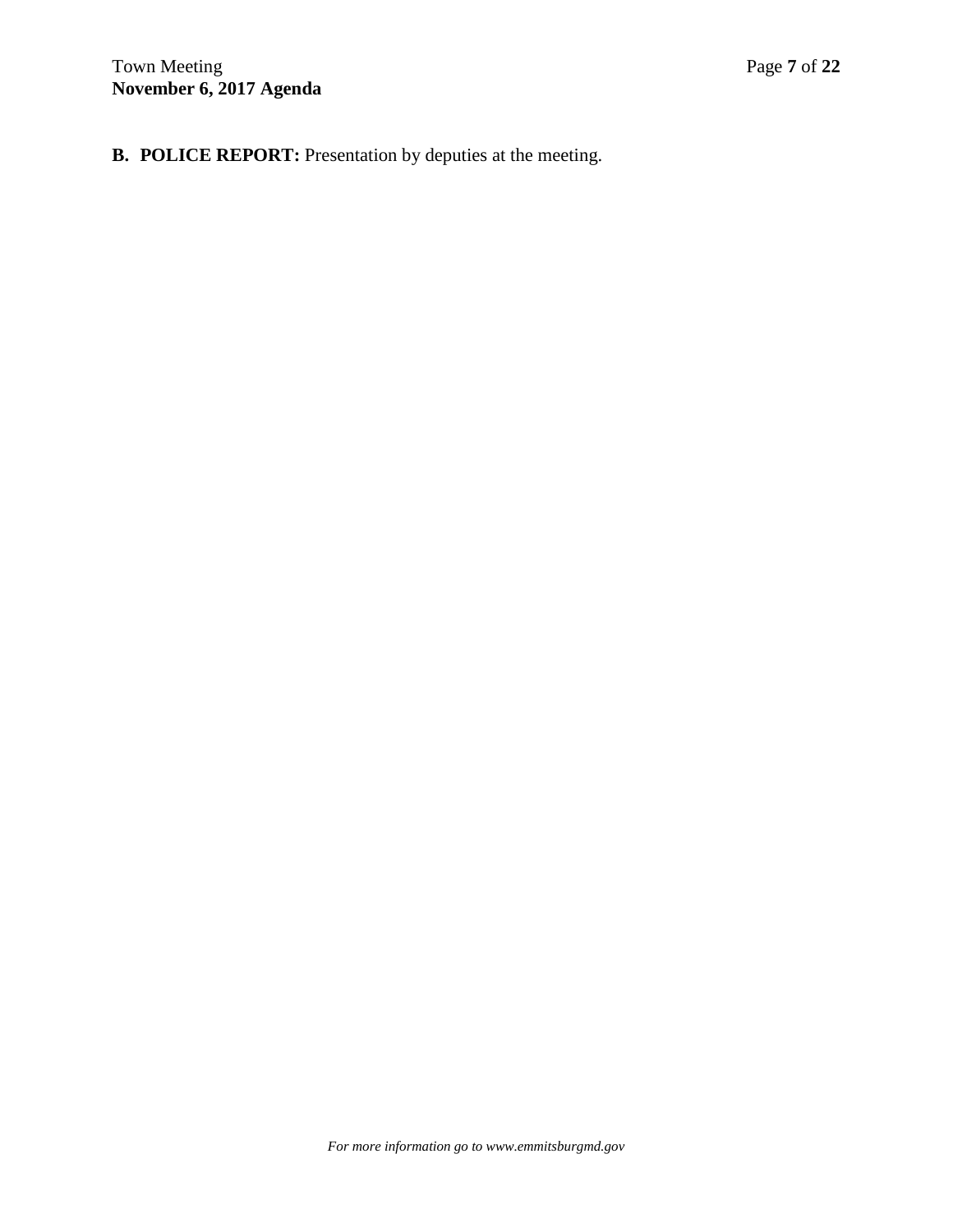**B. POLICE REPORT:** Presentation by deputies at the meeting.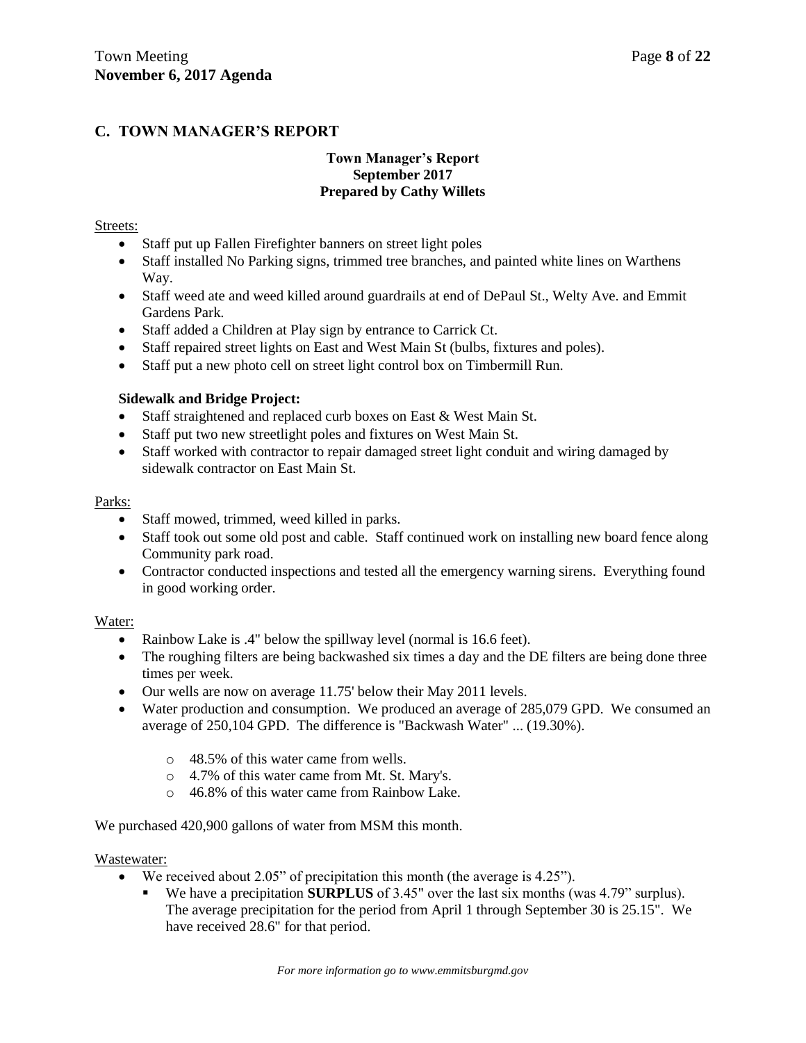## C. TOWN MANAGER'S REPORT

**Town Manager's Report**
**September 2017**
**Prepared by Cathy Willets**

Streets:

- Staff put up Fallen Firefighter banners on street light poles
- Staff installed No Parking signs, trimmed tree branches, and painted white lines on Warthens Way.
- Staff weed ate and weed killed around guardrails at end of DePaul St., Welty Ave. and Emmit Gardens Park.
- Staff added a Children at Play sign by entrance to Carrick Ct.
- Staff repaired street lights on East and West Main St (bulbs, fixtures and poles).
- Staff put a new photo cell on street light control box on Timbermill Run.

**Sidewalk and Bridge Project:**

- Staff straightened and replaced curb boxes on East & West Main St.
- Staff put two new streetlight poles and fixtures on West Main St.
- Staff worked with contractor to repair damaged street light conduit and wiring damaged by sidewalk contractor on East Main St.

Parks:

- Staff mowed, trimmed, weed killed in parks.
- Staff took out some old post and cable. Staff continued work on installing new board fence along Community park road.
- Contractor conducted inspections and tested all the emergency warning sirens. Everything found in good working order.

Water:

- Rainbow Lake is .4" below the spillway level (normal is 16.6 feet).
- The roughing filters are being backwashed six times a day and the DE filters are being done three times per week.
- Our wells are now on average 11.75' below their May 2011 levels.
- Water production and consumption. We produced an average of 285,079 GPD. We consumed an average of 250,104 GPD. The difference is "Backwash Water" ... (19.30%).
  - 48.5% of this water came from wells.
  - 4.7% of this water came from Mt. St. Mary's.
  - 46.8% of this water came from Rainbow Lake.

We purchased 420,900 gallons of water from MSM this month.

Wastewater:

- We received about 2.05" of precipitation this month (the average is 4.25").
  - We have a precipitation **SURPLUS** of 3.45" over the last six months (was 4.79" surplus). The average precipitation for the period from April 1 through September 30 is 25.15". We have received 28.6" for that period.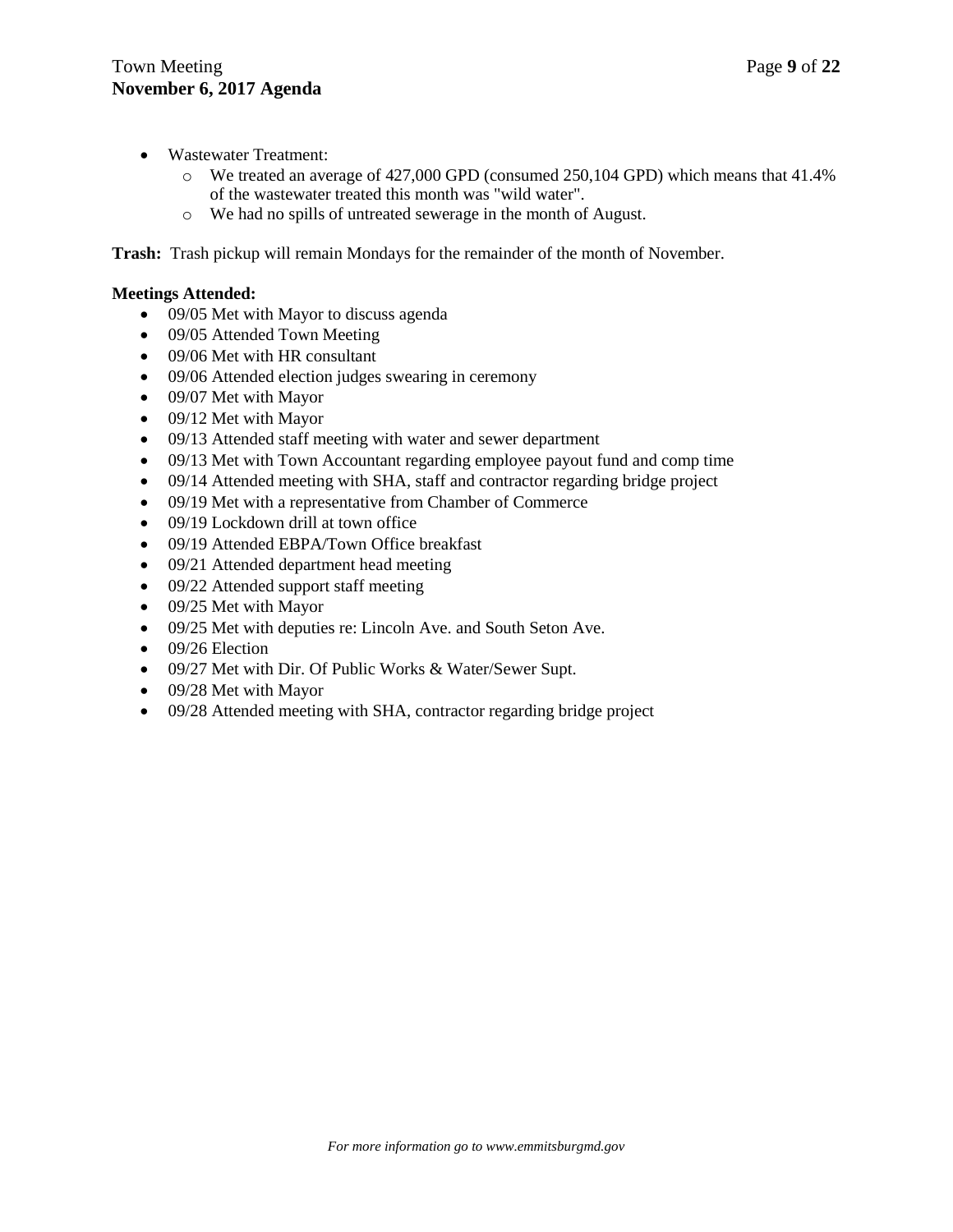- Wastewater Treatment:
  - We treated an average of 427,000 GPD (consumed 250,104 GPD) which means that 41.4% of the wastewater treated this month was "wild water".
  - We had no spills of untreated sewerage in the month of August.

**Trash:** Trash pickup will remain Mondays for the remainder of the month of November.

**Meetings Attended:**

- 09/05 Met with Mayor to discuss agenda
- 09/05 Attended Town Meeting
- 09/06 Met with HR consultant
- 09/06 Attended election judges swearing in ceremony
- 09/07 Met with Mayor
- 09/12 Met with Mayor
- 09/13 Attended staff meeting with water and sewer department
- 09/13 Met with Town Accountant regarding employee payout fund and comp time
- 09/14 Attended meeting with SHA, staff and contractor regarding bridge project
- 09/19 Met with a representative from Chamber of Commerce
- 09/19 Lockdown drill at town office
- 09/19 Attended EBPA/Town Office breakfast
- 09/21 Attended department head meeting
- 09/22 Attended support staff meeting
- 09/25 Met with Mayor
- 09/25 Met with deputies re: Lincoln Ave. and South Seton Ave.
- 09/26 Election
- 09/27 Met with Dir. Of Public Works & Water/Sewer Supt.
- 09/28 Met with Mayor
- 09/28 Attended meeting with SHA, contractor regarding bridge project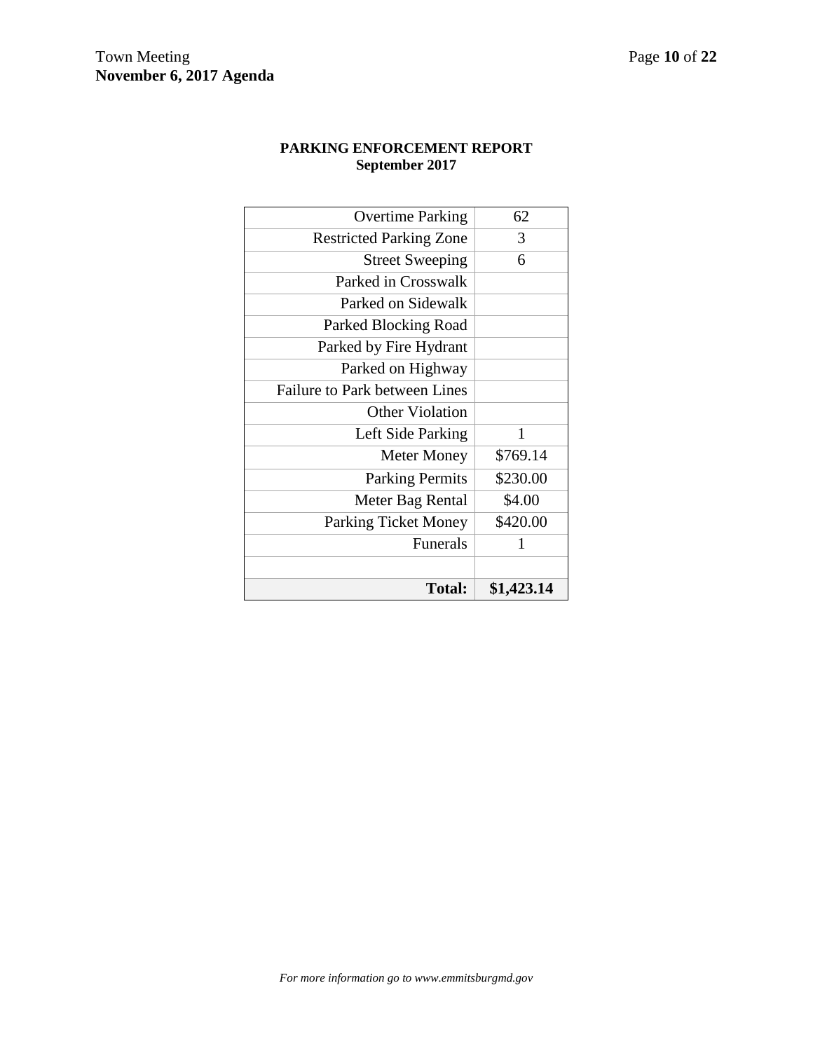**PARKING ENFORCEMENT REPORT**
**September 2017**

| | |
|---:|:---:|
| Overtime Parking | 62 |
| Restricted Parking Zone | 3 |
| Street Sweeping | 6 |
| Parked in Crosswalk | |
| Parked on Sidewalk | |
| Parked Blocking Road | |
| Parked by Fire Hydrant | |
| Parked on Highway | |
| Failure to Park between Lines | |
| Other Violation | |
| Left Side Parking | 1 |
| Meter Money | $769.14 |
| Parking Permits | $230.00 |
| Meter Bag Rental | $4.00 |
| Parking Ticket Money | $420.00 |
| Funerals | 1 |
| | |
| **Total:** | **$1,423.14** |

*For more information go to www.emmitsburgmd.gov*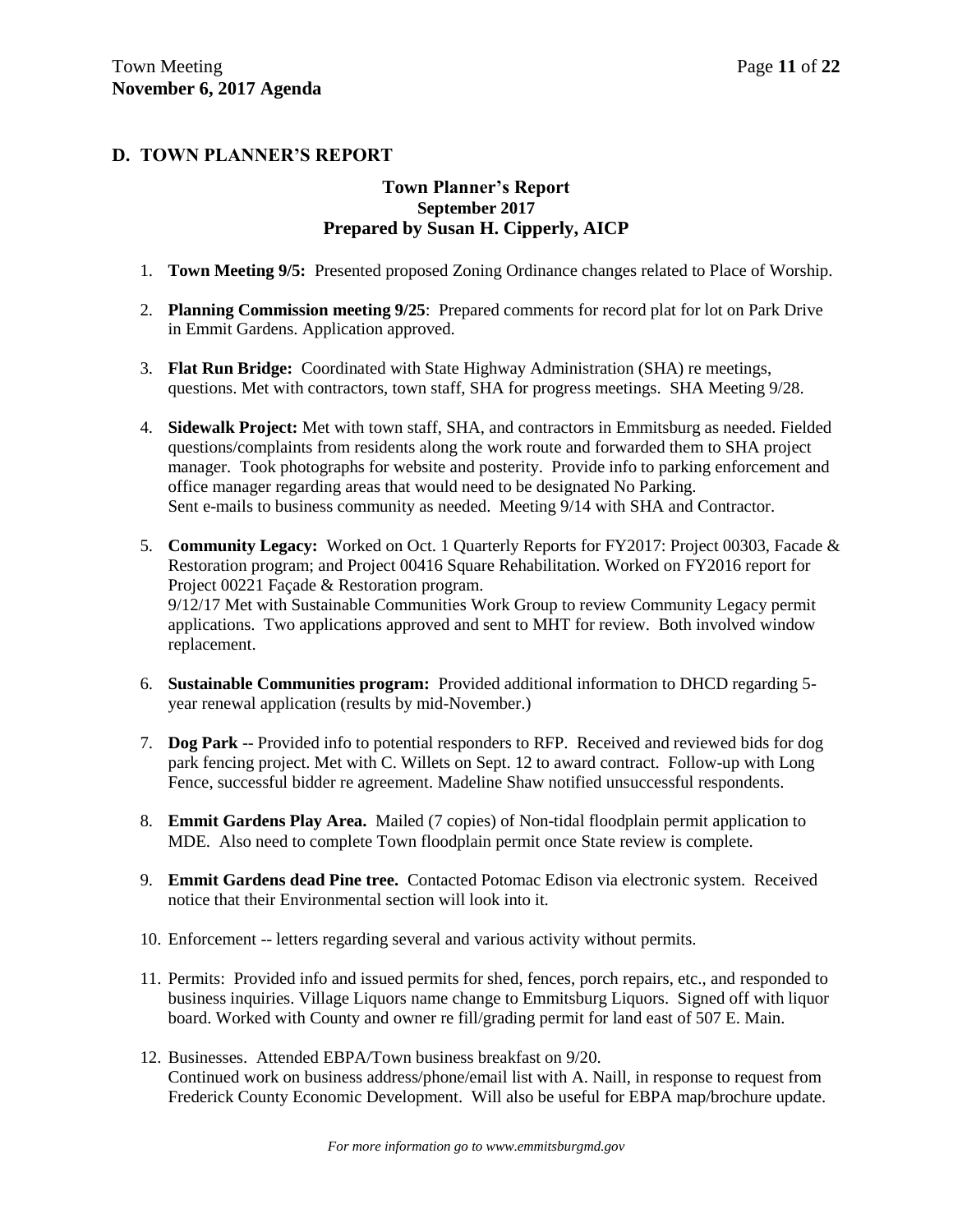## D. TOWN PLANNER'S REPORT

### Town Planner's Report
**September 2017**
**Prepared by Susan H. Cipperly, AICP**

1. **Town Meeting 9/5:** Presented proposed Zoning Ordinance changes related to Place of Worship.

2. **Planning Commission meeting 9/25**: Prepared comments for record plat for lot on Park Drive in Emmit Gardens. Application approved.

3. **Flat Run Bridge:** Coordinated with State Highway Administration (SHA) re meetings, questions. Met with contractors, town staff, SHA for progress meetings. SHA Meeting 9/28.

4. **Sidewalk Project:** Met with town staff, SHA, and contractors in Emmitsburg as needed. Fielded questions/complaints from residents along the work route and forwarded them to SHA project manager. Took photographs for website and posterity. Provide info to parking enforcement and office manager regarding areas that would need to be designated No Parking.
   Sent e-mails to business community as needed. Meeting 9/14 with SHA and Contractor.

5. **Community Legacy:** Worked on Oct. 1 Quarterly Reports for FY2017: Project 00303, Facade & Restoration program; and Project 00416 Square Rehabilitation. Worked on FY2016 report for Project 00221 Façade & Restoration program.
   9/12/17 Met with Sustainable Communities Work Group to review Community Legacy permit applications. Two applications approved and sent to MHT for review. Both involved window replacement.

6. **Sustainable Communities program:** Provided additional information to DHCD regarding 5-year renewal application (results by mid-November.)

7. **Dog Park** -- Provided info to potential responders to RFP. Received and reviewed bids for dog park fencing project. Met with C. Willets on Sept. 12 to award contract. Follow-up with Long Fence, successful bidder re agreement. Madeline Shaw notified unsuccessful respondents.

8. **Emmit Gardens Play Area.** Mailed (7 copies) of Non-tidal floodplain permit application to MDE. Also need to complete Town floodplain permit once State review is complete.

9. **Emmit Gardens dead Pine tree.** Contacted Potomac Edison via electronic system. Received notice that their Environmental section will look into it.

10. Enforcement -- letters regarding several and various activity without permits.

11. Permits: Provided info and issued permits for shed, fences, porch repairs, etc., and responded to business inquiries. Village Liquors name change to Emmitsburg Liquors. Signed off with liquor board. Worked with County and owner re fill/grading permit for land east of 507 E. Main.

12. Businesses. Attended EBPA/Town business breakfast on 9/20.
    Continued work on business address/phone/email list with A. Naill, in response to request from Frederick County Economic Development. Will also be useful for EBPA map/brochure update.

*For more information go to www.emmitsburgmd.gov*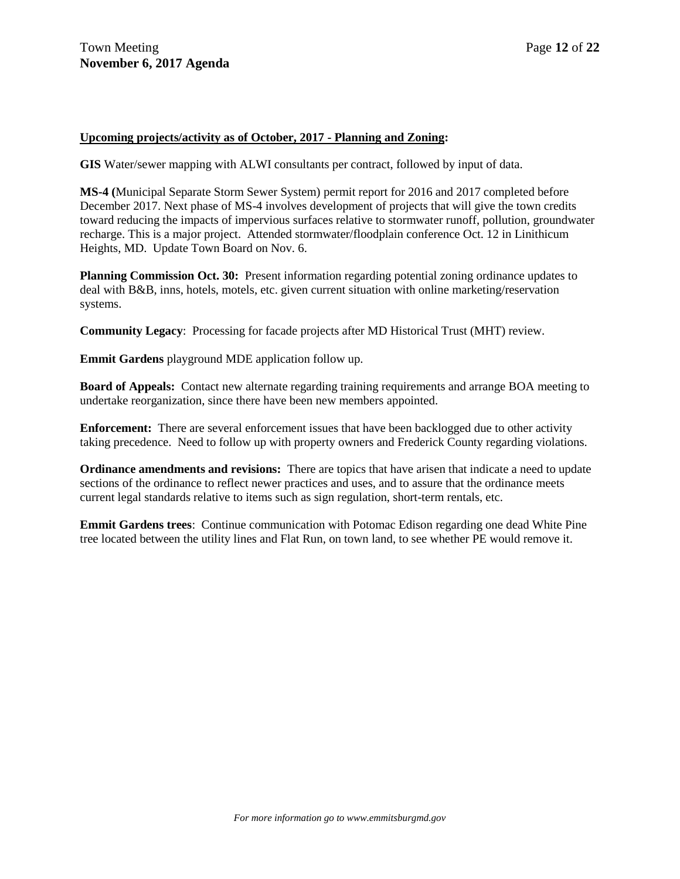**<u>Upcoming projects/activity as of October, 2017 - Planning and Zoning</u>:**

**GIS** Water/sewer mapping with ALWI consultants per contract, followed by input of data.

**MS-4 (**Municipal Separate Storm Sewer System) permit report for 2016 and 2017 completed before December 2017. Next phase of MS-4 involves development of projects that will give the town credits toward reducing the impacts of impervious surfaces relative to stormwater runoff, pollution, groundwater recharge. This is a major project. Attended stormwater/floodplain conference Oct. 12 in Linithicum Heights, MD. Update Town Board on Nov. 6.

**Planning Commission Oct. 30:** Present information regarding potential zoning ordinance updates to deal with B&B, inns, hotels, motels, etc. given current situation with online marketing/reservation systems.

**Community Legacy**: Processing for facade projects after MD Historical Trust (MHT) review.

**Emmit Gardens** playground MDE application follow up.

**Board of Appeals:** Contact new alternate regarding training requirements and arrange BOA meeting to undertake reorganization, since there have been new members appointed.

**Enforcement:** There are several enforcement issues that have been backlogged due to other activity taking precedence. Need to follow up with property owners and Frederick County regarding violations.

**Ordinance amendments and revisions:** There are topics that have arisen that indicate a need to update sections of the ordinance to reflect newer practices and uses, and to assure that the ordinance meets current legal standards relative to items such as sign regulation, short-term rentals, etc.

**Emmit Gardens trees**: Continue communication with Potomac Edison regarding one dead White Pine tree located between the utility lines and Flat Run, on town land, to see whether PE would remove it.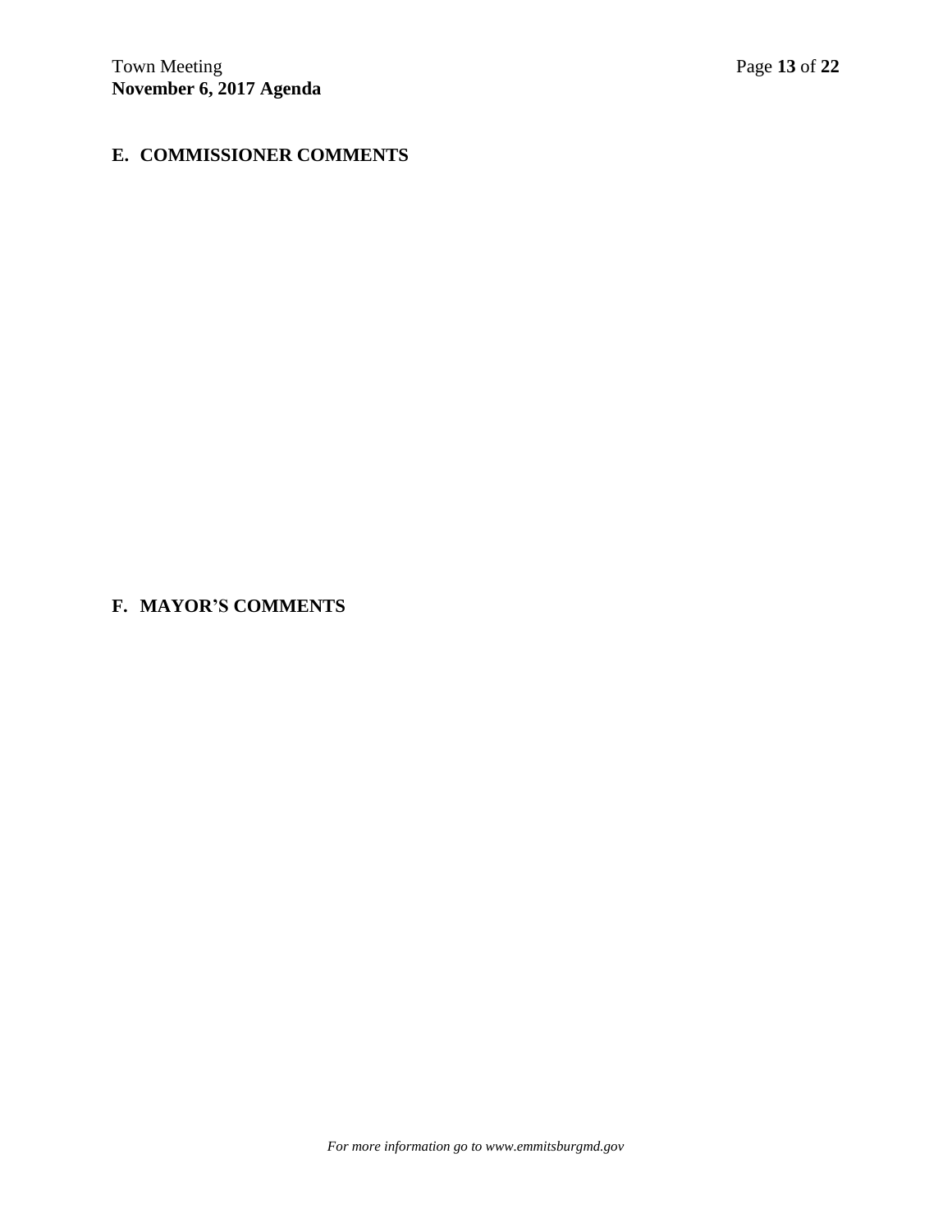## E. COMMISSIONER COMMENTS

## F. MAYOR'S COMMENTS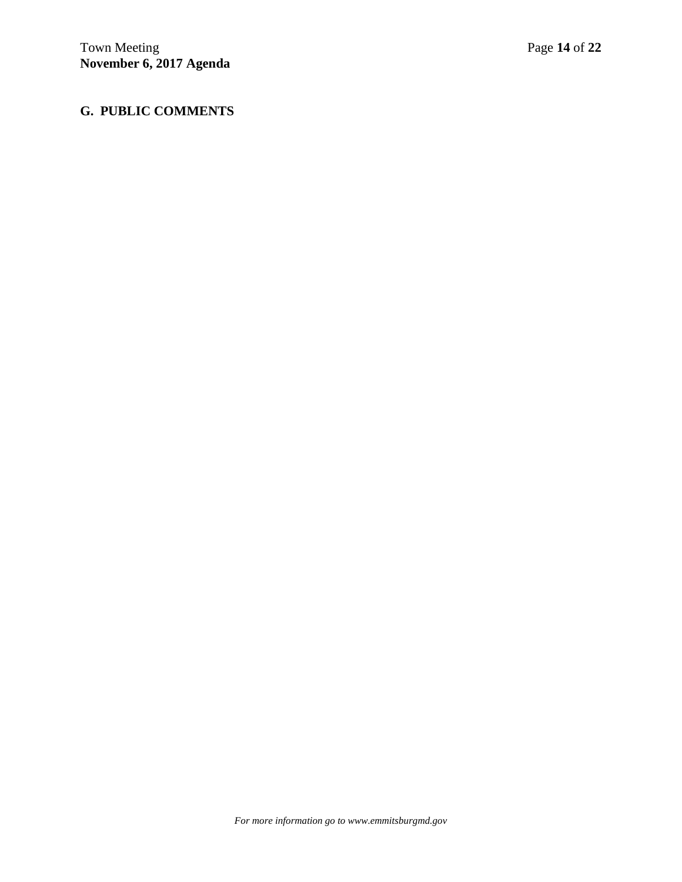## G. PUBLIC COMMENTS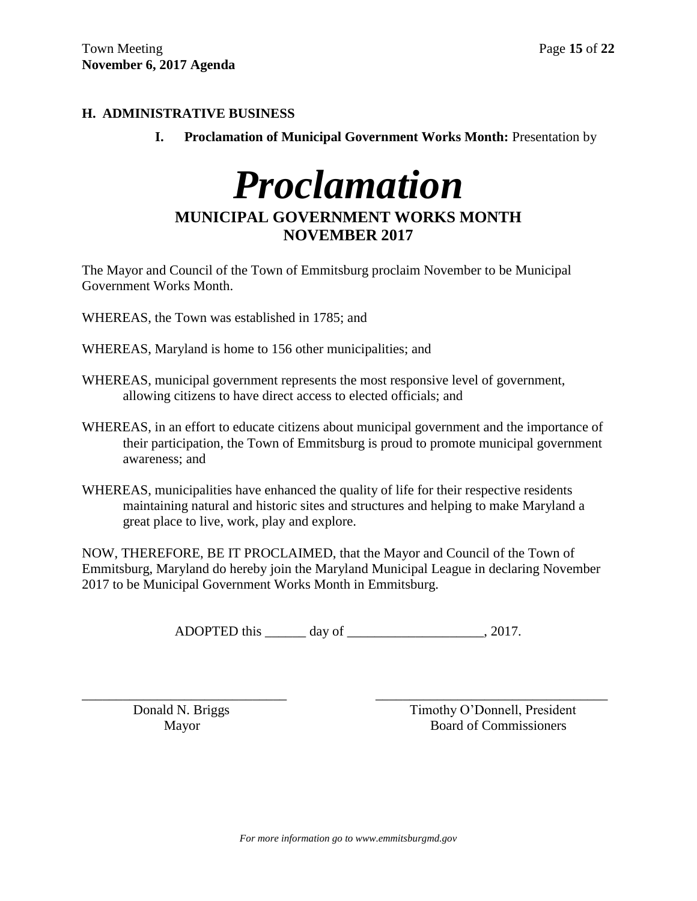**H. ADMINISTRATIVE BUSINESS**

**I. Proclamation of Municipal Government Works Month:** Presentation by

# *Proclamation*

## MUNICIPAL GOVERNMENT WORKS MONTH
## NOVEMBER 2017

The Mayor and Council of the Town of Emmitsburg proclaim November to be Municipal Government Works Month.

WHEREAS, the Town was established in 1785; and

WHEREAS, Maryland is home to 156 other municipalities; and

WHEREAS, municipal government represents the most responsive level of government, allowing citizens to have direct access to elected officials; and

WHEREAS, in an effort to educate citizens about municipal government and the importance of their participation, the Town of Emmitsburg is proud to promote municipal government awareness; and

WHEREAS, municipalities have enhanced the quality of life for their respective residents maintaining natural and historic sites and structures and helping to make Maryland a great place to live, work, play and explore.

NOW, THEREFORE, BE IT PROCLAIMED, that the Mayor and Council of the Town of Emmitsburg, Maryland do hereby join the Maryland Municipal League in declaring November 2017 to be Municipal Government Works Month in Emmitsburg.

ADOPTED this ______ day of ____________________, 2017.

_______________________________
Donald N. Briggs
Mayor

___________________________________
Timothy O'Donnell, President
Board of Commissioners

*For more information go to www.emmitsburgmd.gov*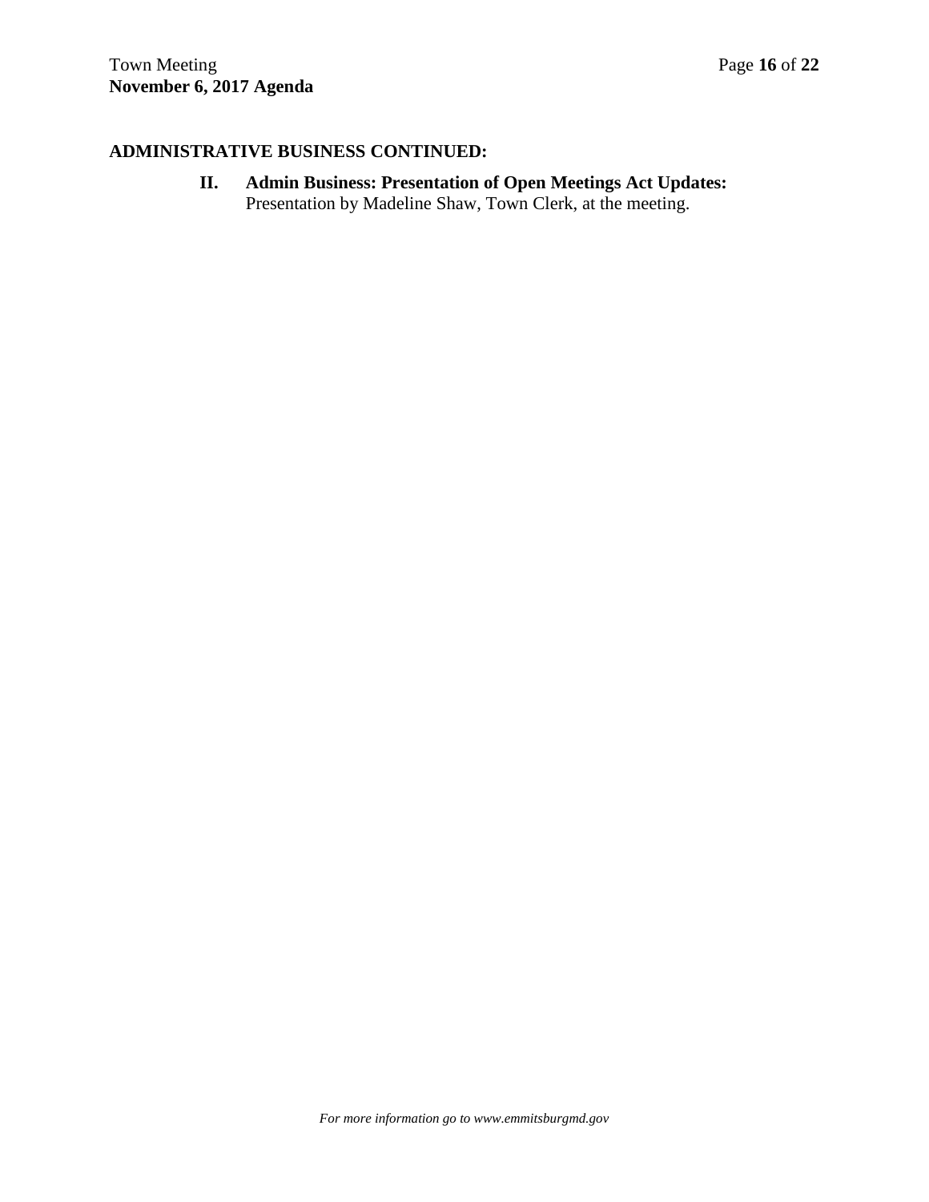## ADMINISTRATIVE BUSINESS CONTINUED:

**II. Admin Business: Presentation of Open Meetings Act Updates:**
Presentation by Madeline Shaw, Town Clerk, at the meeting.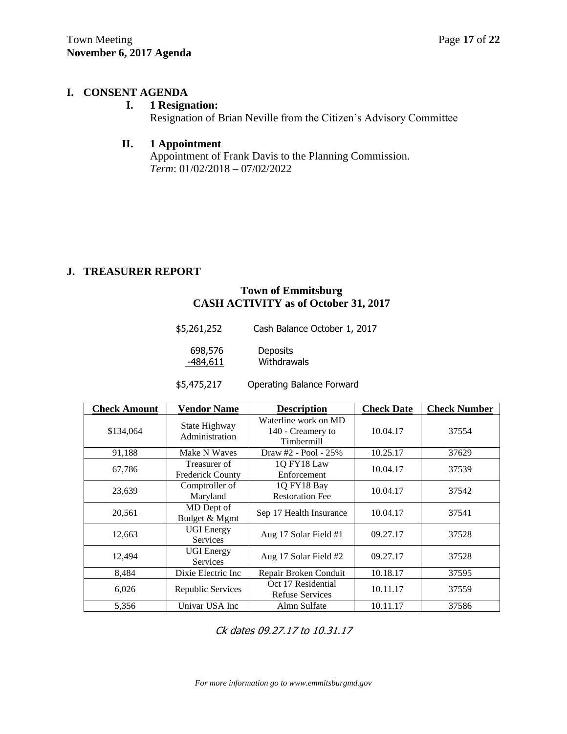## I. CONSENT AGENDA

### I. 1 Resignation:

Resignation of Brian Neville from the Citizen's Advisory Committee

### II. 1 Appointment

Appointment of Frank Davis to the Planning Commission.
*Term*: 01/02/2018 – 07/02/2022

## J. TREASURER REPORT

**Town of Emmitsburg**
**CASH ACTIVITY as of October 31, 2017**

| | |
|---|---|
| $5,261,252 | Cash Balance October 1, 2017 |
| 698,576 | Deposits |
| -484,611 | Withdrawals |
| $5,475,217 | Operating Balance Forward |

| Check Amount | Vendor Name | Description | Check Date | Check Number |
|---|---|---|---|---|
| $134,064 | State Highway Administration | Waterline work on MD 140 - Creamery to Timbermill | 10.04.17 | 37554 |
| 91,188 | Make N Waves | Draw #2 - Pool - 25% | 10.25.17 | 37629 |
| 67,786 | Treasurer of Frederick County | 1Q FY18 Law Enforcement | 10.04.17 | 37539 |
| 23,639 | Comptroller of Maryland | 1Q FY18 Bay Restoration Fee | 10.04.17 | 37542 |
| 20,561 | MD Dept of Budget & Mgmt | Sep 17 Health Insurance | 10.04.17 | 37541 |
| 12,663 | UGI Energy Services | Aug 17 Solar Field #1 | 09.27.17 | 37528 |
| 12,494 | UGI Energy Services | Aug 17 Solar Field #2 | 09.27.17 | 37528 |
| 8,484 | Dixie Electric Inc | Repair Broken Conduit | 10.18.17 | 37595 |
| 6,026 | Republic Services | Oct 17 Residential Refuse Services | 10.11.17 | 37559 |
| 5,356 | Univar USA Inc | Almn Sulfate | 10.11.17 | 37586 |

*Ck dates 09.27.17 to 10.31.17*

*For more information go to www.emmitsburgmd.gov*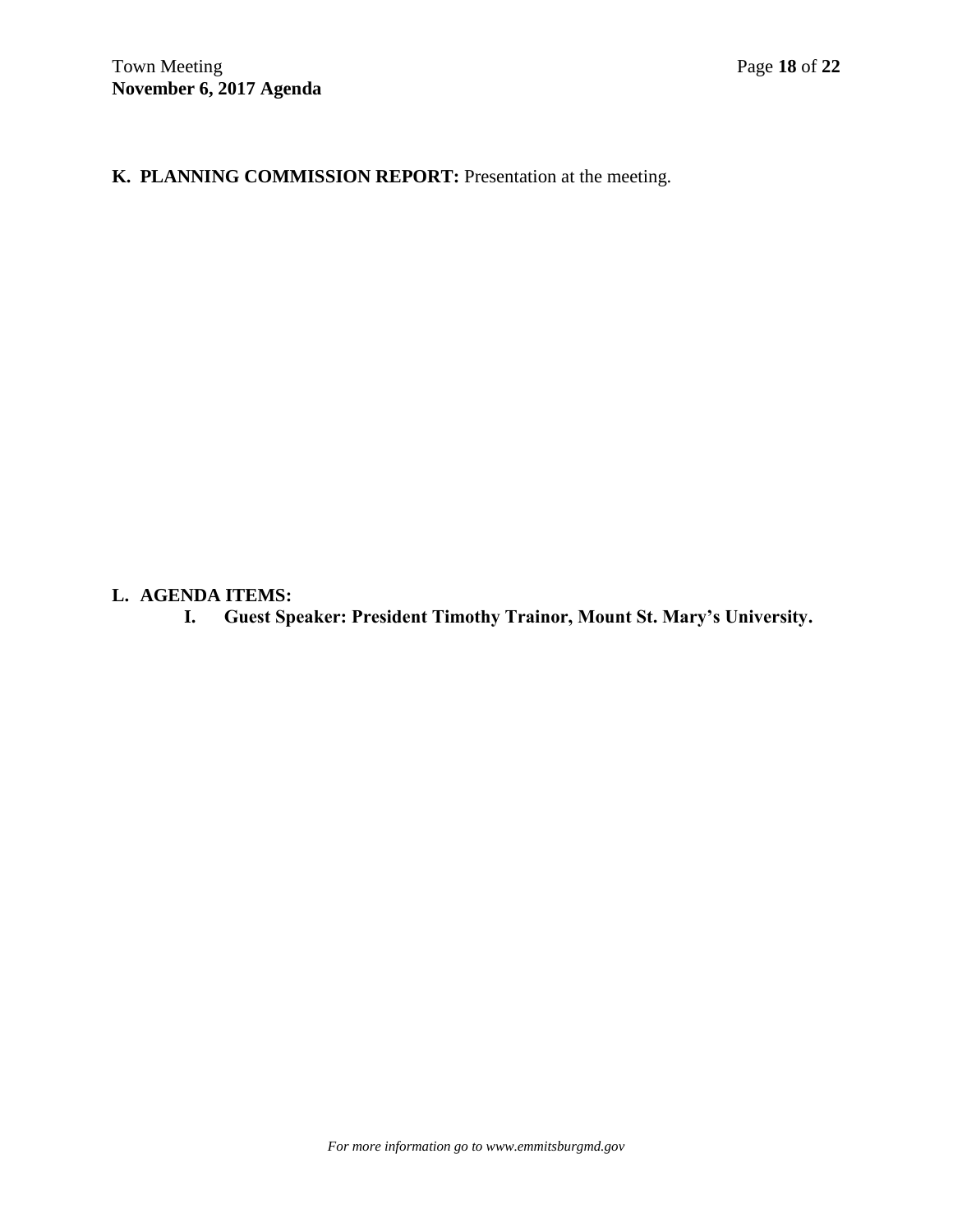**K. PLANNING COMMISSION REPORT:** Presentation at the meeting.

**L. AGENDA ITEMS:**

**I. Guest Speaker: President Timothy Trainor, Mount St. Mary's University.**

*For more information go to www.emmitsburgmd.gov*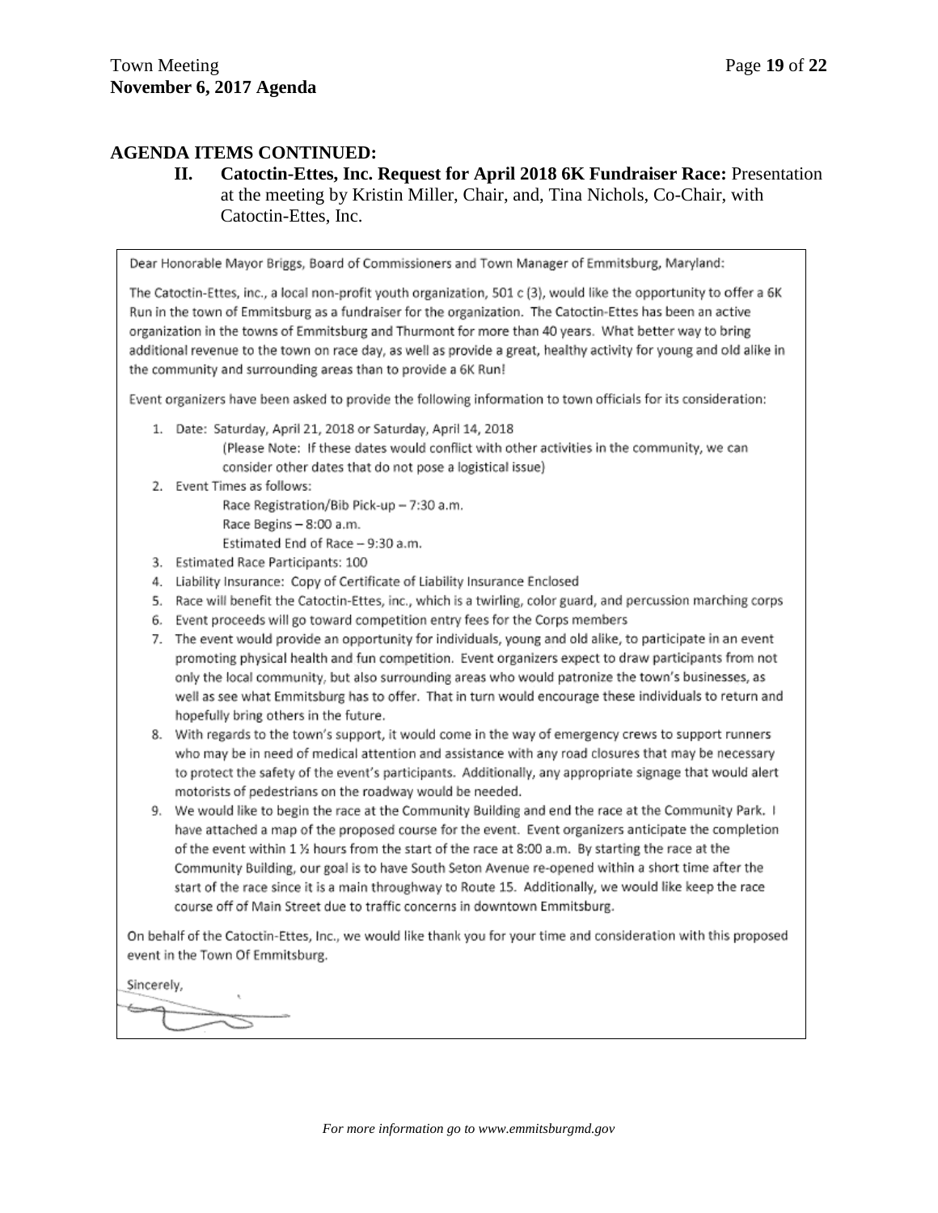## AGENDA ITEMS CONTINUED:

**II. Catoctin-Ettes, Inc. Request for April 2018 6K Fundraiser Race:** Presentation at the meeting by Kristin Miller, Chair, and, Tina Nichols, Co-Chair, with Catoctin-Ettes, Inc.

Dear Honorable Mayor Briggs, Board of Commissioners and Town Manager of Emmitsburg, Maryland:

The Catoctin-Ettes, inc., a local non-profit youth organization, 501 c (3), would like the opportunity to offer a 6K Run in the town of Emmitsburg as a fundraiser for the organization. The Catoctin-Ettes has been an active organization in the towns of Emmitsburg and Thurmont for more than 40 years. What better way to bring additional revenue to the town on race day, as well as provide a great, healthy activity for young and old alike in the community and surrounding areas than to provide a 6K Run!

Event organizers have been asked to provide the following information to town officials for its consideration:

1. Date: Saturday, April 21, 2018 or Saturday, April 14, 2018
   (Please Note: If these dates would conflict with other activities in the community, we can consider other dates that do not pose a logistical issue)
2. Event Times as follows:
   Race Registration/Bib Pick-up – 7:30 a.m.
   Race Begins – 8:00 a.m.
   Estimated End of Race – 9:30 a.m.
3. Estimated Race Participants: 100
4. Liability Insurance: Copy of Certificate of Liability Insurance Enclosed
5. Race will benefit the Catoctin-Ettes, inc., which is a twirling, color guard, and percussion marching corps
6. Event proceeds will go toward competition entry fees for the Corps members
7. The event would provide an opportunity for individuals, young and old alike, to participate in an event promoting physical health and fun competition. Event organizers expect to draw participants from not only the local community, but also surrounding areas who would patronize the town's businesses, as well as see what Emmitsburg has to offer. That in turn would encourage these individuals to return and hopefully bring others in the future.
8. With regards to the town's support, it would come in the way of emergency crews to support runners who may be in need of medical attention and assistance with any road closures that may be necessary to protect the safety of the event's participants. Additionally, any appropriate signage that would alert motorists of pedestrians on the roadway would be needed.
9. We would like to begin the race at the Community Building and end the race at the Community Park. I have attached a map of the proposed course for the event. Event organizers anticipate the completion of the event within 1 ½ hours from the start of the race at 8:00 a.m. By starting the race at the Community Building, our goal is to have South Seton Avenue re-opened within a short time after the start of the race since it is a main throughway to Route 15. Additionally, we would like keep the race course off of Main Street due to traffic concerns in downtown Emmitsburg.

On behalf of the Catoctin-Ettes, Inc., we would like thank you for your time and consideration with this proposed event in the Town Of Emmitsburg.

Sincerely,

*For more information go to www.emmitsburgmd.gov*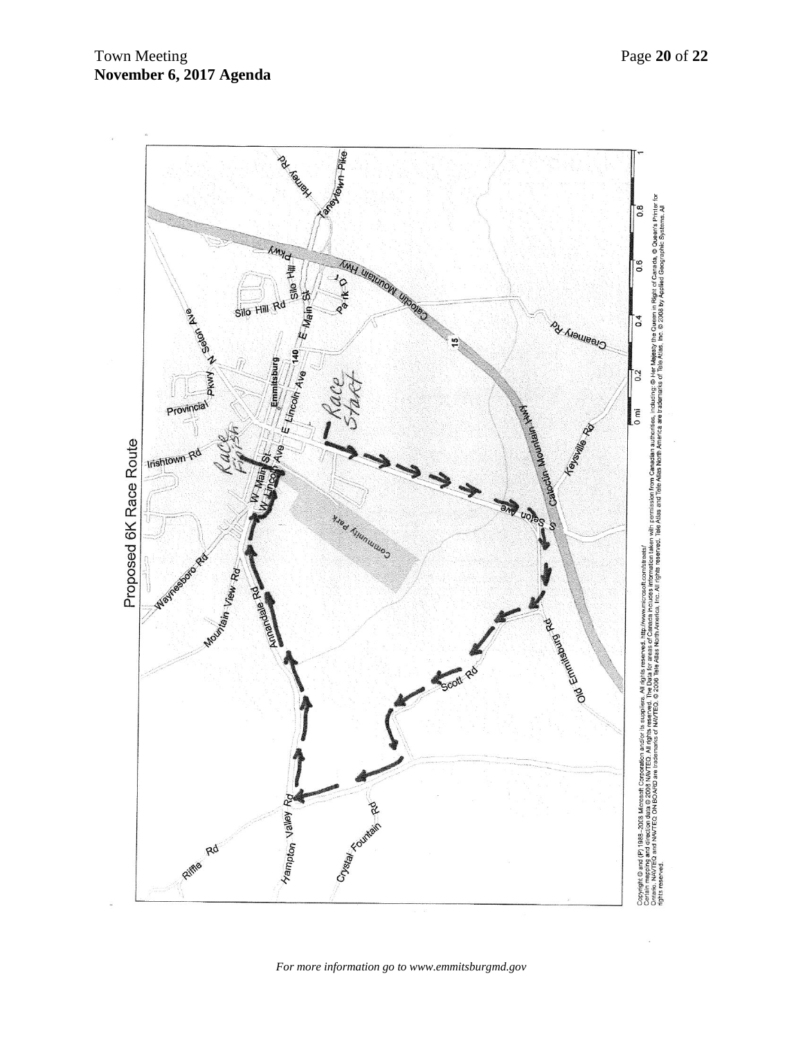## Proposed 6K Race Route

*For more information go to www.emmitsburgmd.gov*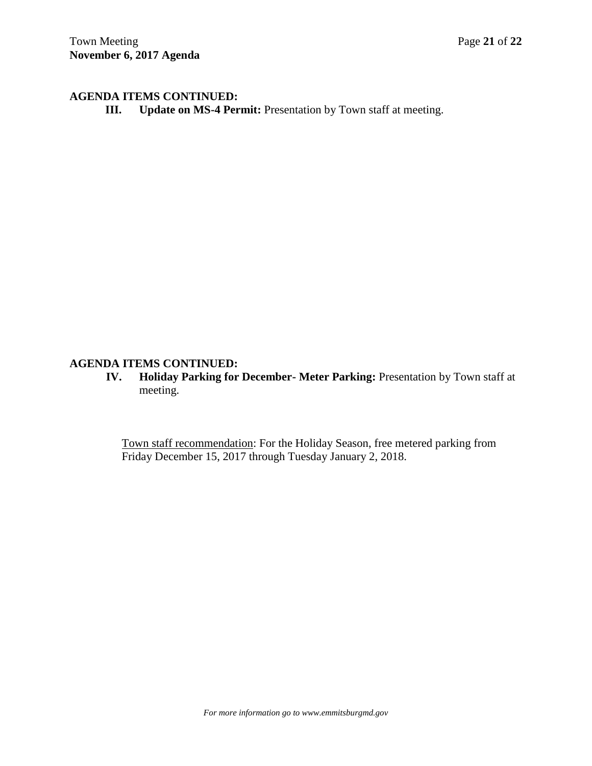## AGENDA ITEMS CONTINUED:

**III. Update on MS-4 Permit:** Presentation by Town staff at meeting.

## AGENDA ITEMS CONTINUED:

**IV. Holiday Parking for December- Meter Parking:** Presentation by Town staff at meeting.

Town staff recommendation: For the Holiday Season, free metered parking from Friday December 15, 2017 through Tuesday January 2, 2018.

*For more information go to www.emmitsburgmd.gov*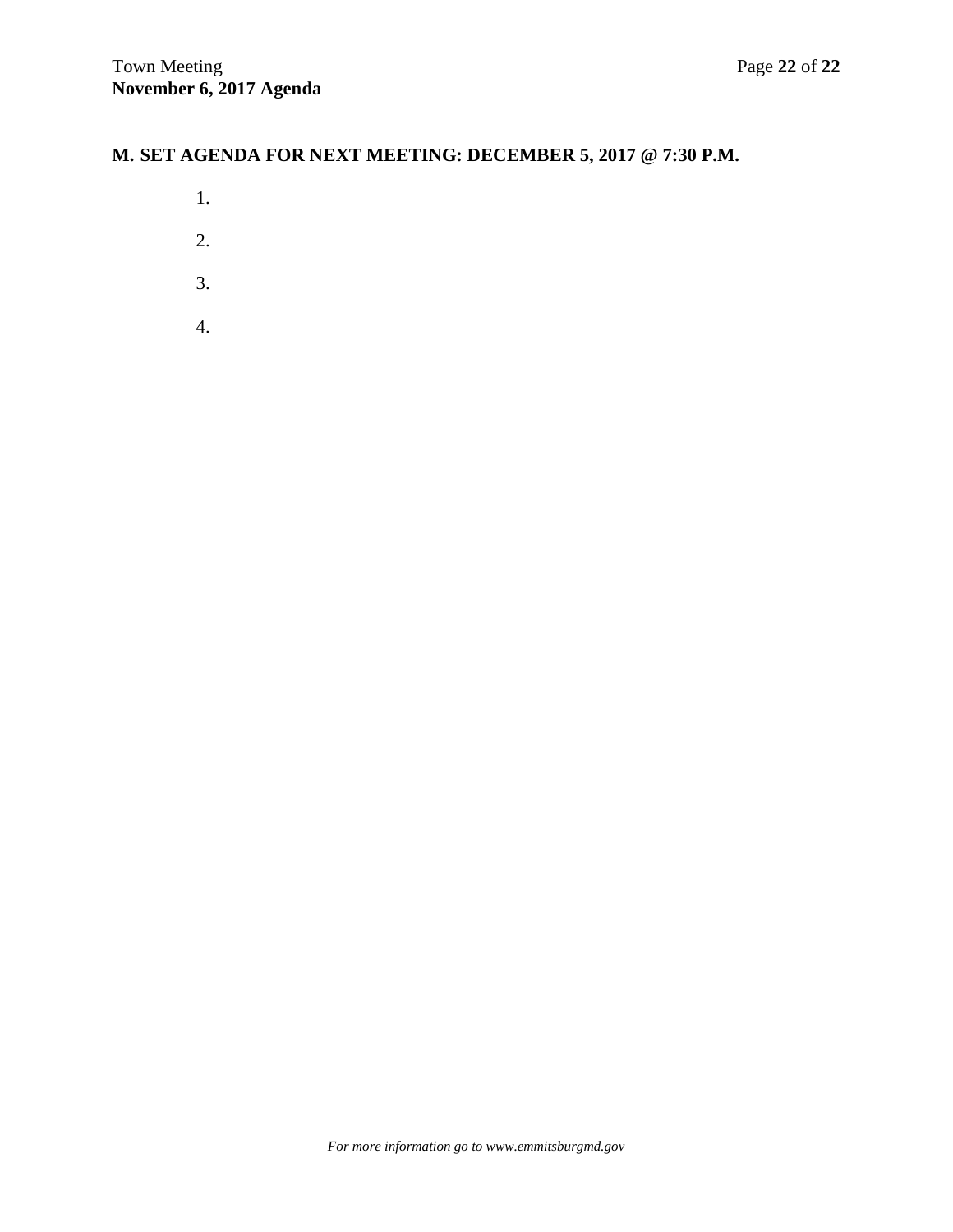## M. SET AGENDA FOR NEXT MEETING: DECEMBER 5, 2017 @ 7:30 P.M.

1.

2.

3.

4.

*For more information go to www.emmitsburgmd.gov*